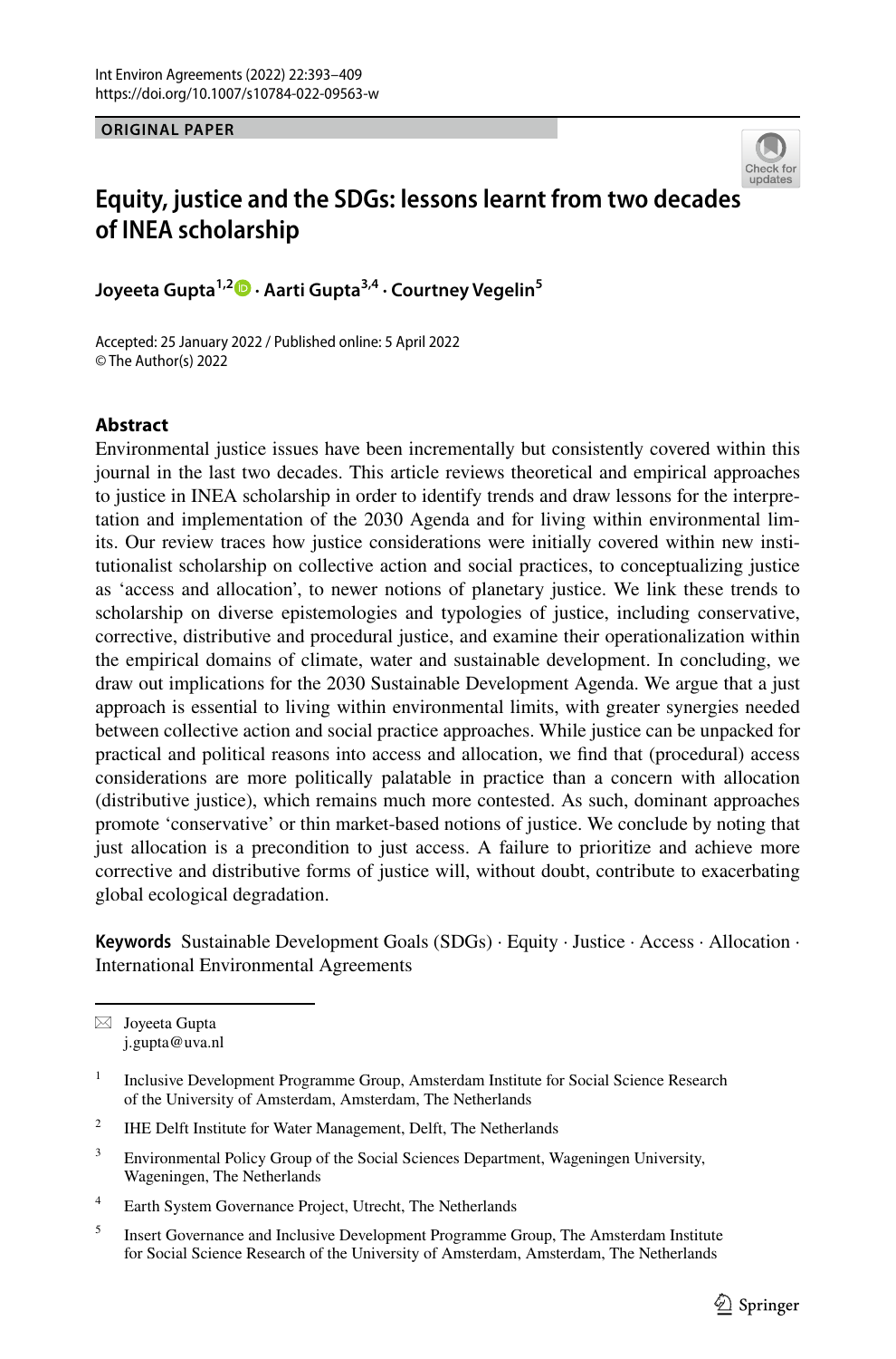ORIGINAL PAPER

# Equity, justice and the SDGs: lessons learnt from two decades of INEA scholarship

**Joyeeta Gupta**[1,2] · **Aarti Gupta**[3,4] · **Courtney Vegelin**[5]

Accepted: 25 January 2022 / Published online: 5 April 2022
© The Author(s) 2022

## Abstract

Environmental justice issues have been incrementally but consistently covered within this journal in the last two decades. This article reviews theoretical and empirical approaches to justice in INEA scholarship in order to identify trends and draw lessons for the interpretation and implementation of the 2030 Agenda and for living within environmental limits. Our review traces how justice considerations were initially covered within new institutionalist scholarship on collective action and social practices, to conceptualizing justice as 'access and allocation', to newer notions of planetary justice. We link these trends to scholarship on diverse epistemologies and typologies of justice, including conservative, corrective, distributive and procedural justice, and examine their operationalization within the empirical domains of climate, water and sustainable development. In concluding, we draw out implications for the 2030 Sustainable Development Agenda. We argue that a just approach is essential to living within environmental limits, with greater synergies needed between collective action and social practice approaches. While justice can be unpacked for practical and political reasons into access and allocation, we find that (procedural) access considerations are more politically palatable in practice than a concern with allocation (distributive justice), which remains much more contested. As such, dominant approaches promote 'conservative' or thin market-based notions of justice. We conclude by noting that just allocation is a precondition to just access. A failure to prioritize and achieve more corrective and distributive forms of justice will, without doubt, contribute to exacerbating global ecological degradation.

**Keywords** Sustainable Development Goals (SDGs) · Equity · Justice · Access · Allocation · International Environmental Agreements

---

✉ Joyeeta Gupta
j.gupta@uva.nl

[1] Inclusive Development Programme Group, Amsterdam Institute for Social Science Research of the University of Amsterdam, Amsterdam, The Netherlands

[2] IHE Delft Institute for Water Management, Delft, The Netherlands

[3] Environmental Policy Group of the Social Sciences Department, Wageningen University, Wageningen, The Netherlands

[4] Earth System Governance Project, Utrecht, The Netherlands

[5] Insert Governance and Inclusive Development Programme Group, The Amsterdam Institute for Social Science Research of the University of Amsterdam, Amsterdam, The Netherlands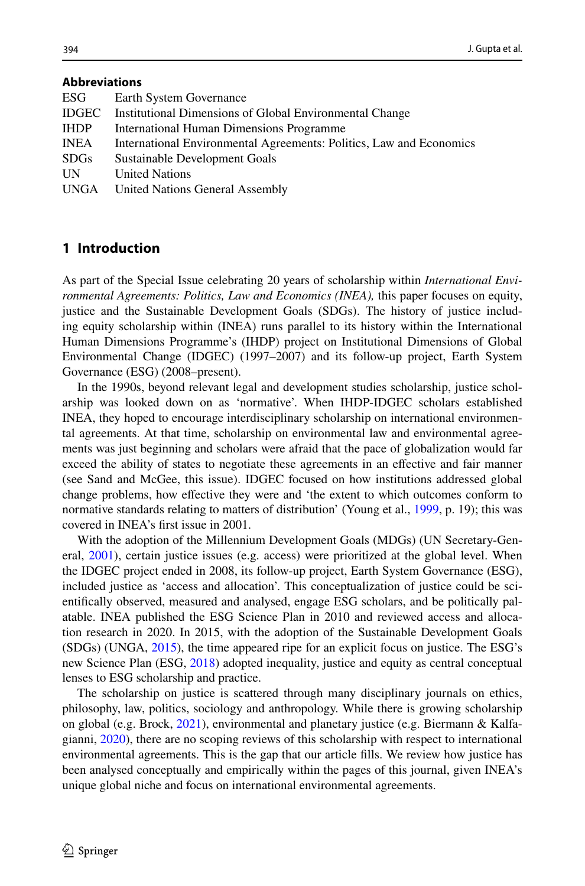**Abbreviations**

| | |
|---|---|
| ESG | Earth System Governance |
| IDGEC | Institutional Dimensions of Global Environmental Change |
| IHDP | International Human Dimensions Programme |
| INEA | International Environmental Agreements: Politics, Law and Economics |
| SDGs | Sustainable Development Goals |
| UN | United Nations |
| UNGA | United Nations General Assembly |

## 1 Introduction

As part of the Special Issue celebrating 20 years of scholarship within *International Environmental Agreements: Politics, Law and Economics (INEA),* this paper focuses on equity, justice and the Sustainable Development Goals (SDGs). The history of justice including equity scholarship within (INEA) runs parallel to its history within the International Human Dimensions Programme's (IHDP) project on Institutional Dimensions of Global Environmental Change (IDGEC) (1997–2007) and its follow-up project, Earth System Governance (ESG) (2008–present).

In the 1990s, beyond relevant legal and development studies scholarship, justice scholarship was looked down on as 'normative'. When IHDP-IDGEC scholars established INEA, they hoped to encourage interdisciplinary scholarship on international environmental agreements. At that time, scholarship on environmental law and environmental agreements was just beginning and scholars were afraid that the pace of globalization would far exceed the ability of states to negotiate these agreements in an effective and fair manner (see Sand and McGee, this issue). IDGEC focused on how institutions addressed global change problems, how effective they were and 'the extent to which outcomes conform to normative standards relating to matters of distribution' (Young et al., 1999, p. 19); this was covered in INEA's first issue in 2001.

With the adoption of the Millennium Development Goals (MDGs) (UN Secretary-General, 2001), certain justice issues (e.g. access) were prioritized at the global level. When the IDGEC project ended in 2008, its follow-up project, Earth System Governance (ESG), included justice as 'access and allocation'. This conceptualization of justice could be scientifically observed, measured and analysed, engage ESG scholars, and be politically palatable. INEA published the ESG Science Plan in 2010 and reviewed access and allocation research in 2020. In 2015, with the adoption of the Sustainable Development Goals (SDGs) (UNGA, 2015), the time appeared ripe for an explicit focus on justice. The ESG's new Science Plan (ESG, 2018) adopted inequality, justice and equity as central conceptual lenses to ESG scholarship and practice.

The scholarship on justice is scattered through many disciplinary journals on ethics, philosophy, law, politics, sociology and anthropology. While there is growing scholarship on global (e.g. Brock, 2021), environmental and planetary justice (e.g. Biermann & Kalfagianni, 2020), there are no scoping reviews of this scholarship with respect to international environmental agreements. This is the gap that our article fills. We review how justice has been analysed conceptually and empirically within the pages of this journal, given INEA's unique global niche and focus on international environmental agreements.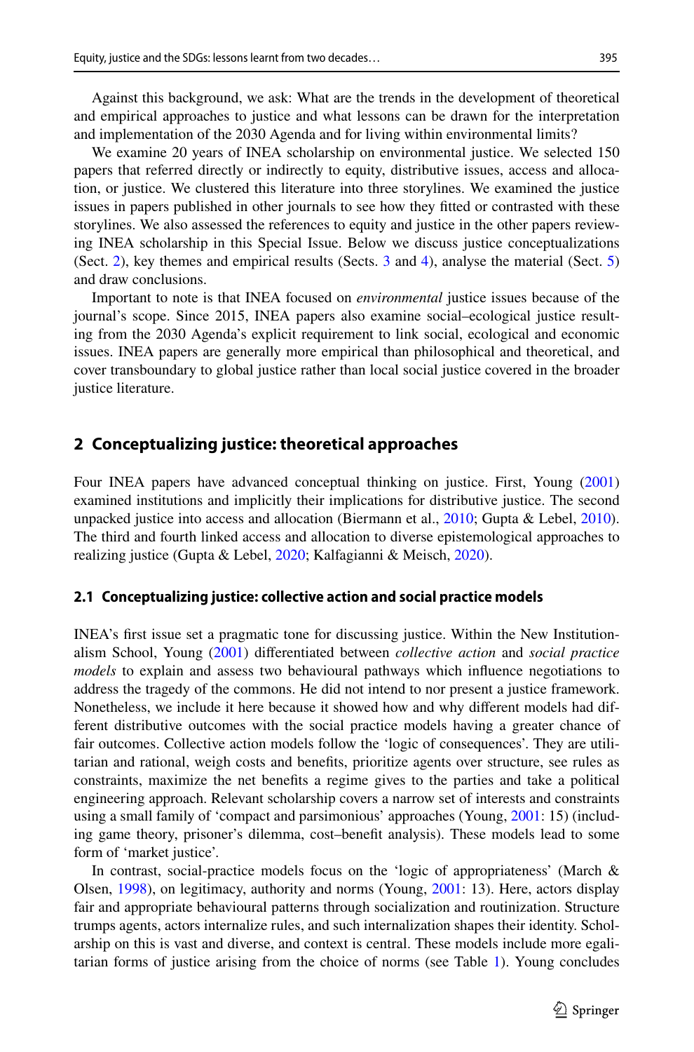Against this background, we ask: What are the trends in the development of theoretical and empirical approaches to justice and what lessons can be drawn for the interpretation and implementation of the 2030 Agenda and for living within environmental limits?

We examine 20 years of INEA scholarship on environmental justice. We selected 150 papers that referred directly or indirectly to equity, distributive issues, access and allocation, or justice. We clustered this literature into three storylines. We examined the justice issues in papers published in other journals to see how they fitted or contrasted with these storylines. We also assessed the references to equity and justice in the other papers reviewing INEA scholarship in this Special Issue. Below we discuss justice conceptualizations (Sect. 2), key themes and empirical results (Sects. 3 and 4), analyse the material (Sect. 5) and draw conclusions.

Important to note is that INEA focused on *environmental* justice issues because of the journal's scope. Since 2015, INEA papers also examine social–ecological justice resulting from the 2030 Agenda's explicit requirement to link social, ecological and economic issues. INEA papers are generally more empirical than philosophical and theoretical, and cover transboundary to global justice rather than local social justice covered in the broader justice literature.

## 2 Conceptualizing justice: theoretical approaches

Four INEA papers have advanced conceptual thinking on justice. First, Young (2001) examined institutions and implicitly their implications for distributive justice. The second unpacked justice into access and allocation (Biermann et al., 2010; Gupta & Lebel, 2010). The third and fourth linked access and allocation to diverse epistemological approaches to realizing justice (Gupta & Lebel, 2020; Kalfagianni & Meisch, 2020).

### 2.1 Conceptualizing justice: collective action and social practice models

INEA's first issue set a pragmatic tone for discussing justice. Within the New Institutionalism School, Young (2001) differentiated between *collective action* and *social practice models* to explain and assess two behavioural pathways which influence negotiations to address the tragedy of the commons. He did not intend to nor present a justice framework. Nonetheless, we include it here because it showed how and why different models had different distributive outcomes with the social practice models having a greater chance of fair outcomes. Collective action models follow the 'logic of consequences'. They are utilitarian and rational, weigh costs and benefits, prioritize agents over structure, see rules as constraints, maximize the net benefits a regime gives to the parties and take a political engineering approach. Relevant scholarship covers a narrow set of interests and constraints using a small family of 'compact and parsimonious' approaches (Young, 2001: 15) (including game theory, prisoner's dilemma, cost–benefit analysis). These models lead to some form of 'market justice'.

In contrast, social-practice models focus on the 'logic of appropriateness' (March & Olsen, 1998), on legitimacy, authority and norms (Young, 2001: 13). Here, actors display fair and appropriate behavioural patterns through socialization and routinization. Structure trumps agents, actors internalize rules, and such internalization shapes their identity. Scholarship on this is vast and diverse, and context is central. These models include more egalitarian forms of justice arising from the choice of norms (see Table 1). Young concludes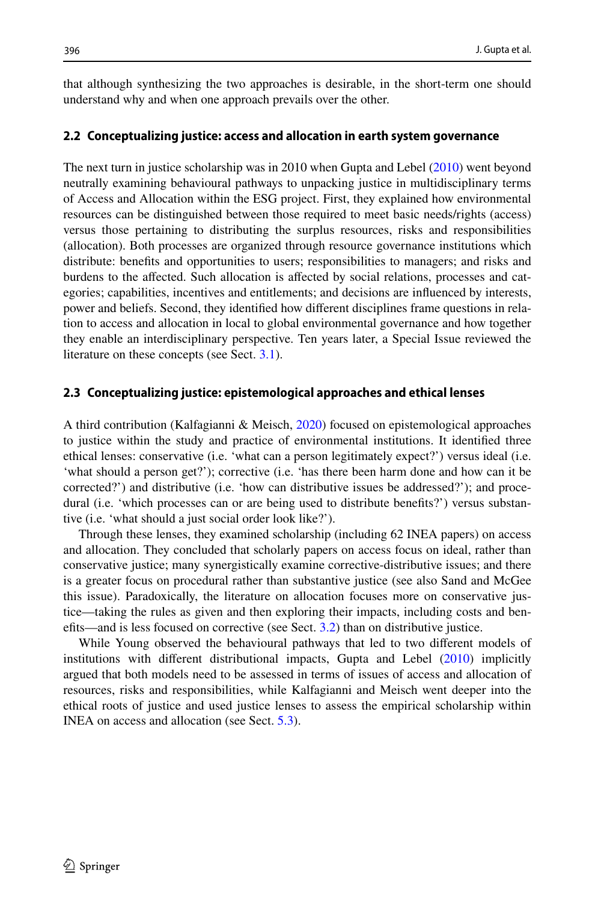that although synthesizing the two approaches is desirable, in the short-term one should understand why and when one approach prevails over the other.

### 2.2 Conceptualizing justice: access and allocation in earth system governance

The next turn in justice scholarship was in 2010 when Gupta and Lebel (2010) went beyond neutrally examining behavioural pathways to unpacking justice in multidisciplinary terms of Access and Allocation within the ESG project. First, they explained how environmental resources can be distinguished between those required to meet basic needs/rights (access) versus those pertaining to distributing the surplus resources, risks and responsibilities (allocation). Both processes are organized through resource governance institutions which distribute: benefits and opportunities to users; responsibilities to managers; and risks and burdens to the affected. Such allocation is affected by social relations, processes and categories; capabilities, incentives and entitlements; and decisions are influenced by interests, power and beliefs. Second, they identified how different disciplines frame questions in relation to access and allocation in local to global environmental governance and how together they enable an interdisciplinary perspective. Ten years later, a Special Issue reviewed the literature on these concepts (see Sect. 3.1).

### 2.3 Conceptualizing justice: epistemological approaches and ethical lenses

A third contribution (Kalfagianni & Meisch, 2020) focused on epistemological approaches to justice within the study and practice of environmental institutions. It identified three ethical lenses: conservative (i.e. 'what can a person legitimately expect?') versus ideal (i.e. 'what should a person get?'); corrective (i.e. 'has there been harm done and how can it be corrected?') and distributive (i.e. 'how can distributive issues be addressed?'); and procedural (i.e. 'which processes can or are being used to distribute benefits?') versus substantive (i.e. 'what should a just social order look like?').

Through these lenses, they examined scholarship (including 62 INEA papers) on access and allocation. They concluded that scholarly papers on access focus on ideal, rather than conservative justice; many synergistically examine corrective-distributive issues; and there is a greater focus on procedural rather than substantive justice (see also Sand and McGee this issue). Paradoxically, the literature on allocation focuses more on conservative justice—taking the rules as given and then exploring their impacts, including costs and benefits—and is less focused on corrective (see Sect. 3.2) than on distributive justice.

While Young observed the behavioural pathways that led to two different models of institutions with different distributional impacts, Gupta and Lebel (2010) implicitly argued that both models need to be assessed in terms of issues of access and allocation of resources, risks and responsibilities, while Kalfagianni and Meisch went deeper into the ethical roots of justice and used justice lenses to assess the empirical scholarship within INEA on access and allocation (see Sect. 5.3).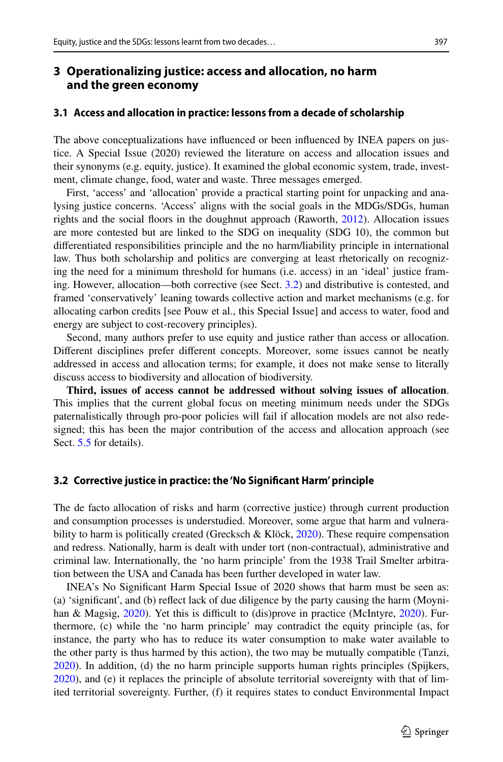## 3 Operationalizing justice: access and allocation, no harm and the green economy

### 3.1 Access and allocation in practice: lessons from a decade of scholarship

The above conceptualizations have influenced or been influenced by INEA papers on justice. A Special Issue (2020) reviewed the literature on access and allocation issues and their synonyms (e.g. equity, justice). It examined the global economic system, trade, investment, climate change, food, water and waste. Three messages emerged.

First, 'access' and 'allocation' provide a practical starting point for unpacking and analysing justice concerns. 'Access' aligns with the social goals in the MDGs/SDGs, human rights and the social floors in the doughnut approach (Raworth, 2012). Allocation issues are more contested but are linked to the SDG on inequality (SDG 10), the common but differentiated responsibilities principle and the no harm/liability principle in international law. Thus both scholarship and politics are converging at least rhetorically on recognizing the need for a minimum threshold for humans (i.e. access) in an 'ideal' justice framing. However, allocation—both corrective (see Sect. 3.2) and distributive is contested, and framed 'conservatively' leaning towards collective action and market mechanisms (e.g. for allocating carbon credits [see Pouw et al., this Special Issue] and access to water, food and energy are subject to cost-recovery principles).

Second, many authors prefer to use equity and justice rather than access or allocation. Different disciplines prefer different concepts. Moreover, some issues cannot be neatly addressed in access and allocation terms; for example, it does not make sense to literally discuss access to biodiversity and allocation of biodiversity.

**Third, issues of access cannot be addressed without solving issues of allocation**. This implies that the current global focus on meeting minimum needs under the SDGs paternalistically through pro-poor policies will fail if allocation models are not also redesigned; this has been the major contribution of the access and allocation approach (see Sect. 5.5 for details).

### 3.2 Corrective justice in practice: the 'No Significant Harm' principle

The de facto allocation of risks and harm (corrective justice) through current production and consumption processes is understudied. Moreover, some argue that harm and vulnerability to harm is politically created (Grecksch & Klöck, 2020). These require compensation and redress. Nationally, harm is dealt with under tort (non-contractual), administrative and criminal law. Internationally, the 'no harm principle' from the 1938 Trail Smelter arbitration between the USA and Canada has been further developed in water law.

INEA's No Significant Harm Special Issue of 2020 shows that harm must be seen as: (a) 'significant', and (b) reflect lack of due diligence by the party causing the harm (Moynihan & Magsig, 2020). Yet this is difficult to (dis)prove in practice (McIntyre, 2020). Furthermore, (c) while the 'no harm principle' may contradict the equity principle (as, for instance, the party who has to reduce its water consumption to make water available to the other party is thus harmed by this action), the two may be mutually compatible (Tanzi, 2020). In addition, (d) the no harm principle supports human rights principles (Spijkers, 2020), and (e) it replaces the principle of absolute territorial sovereignty with that of limited territorial sovereignty. Further, (f) it requires states to conduct Environmental Impact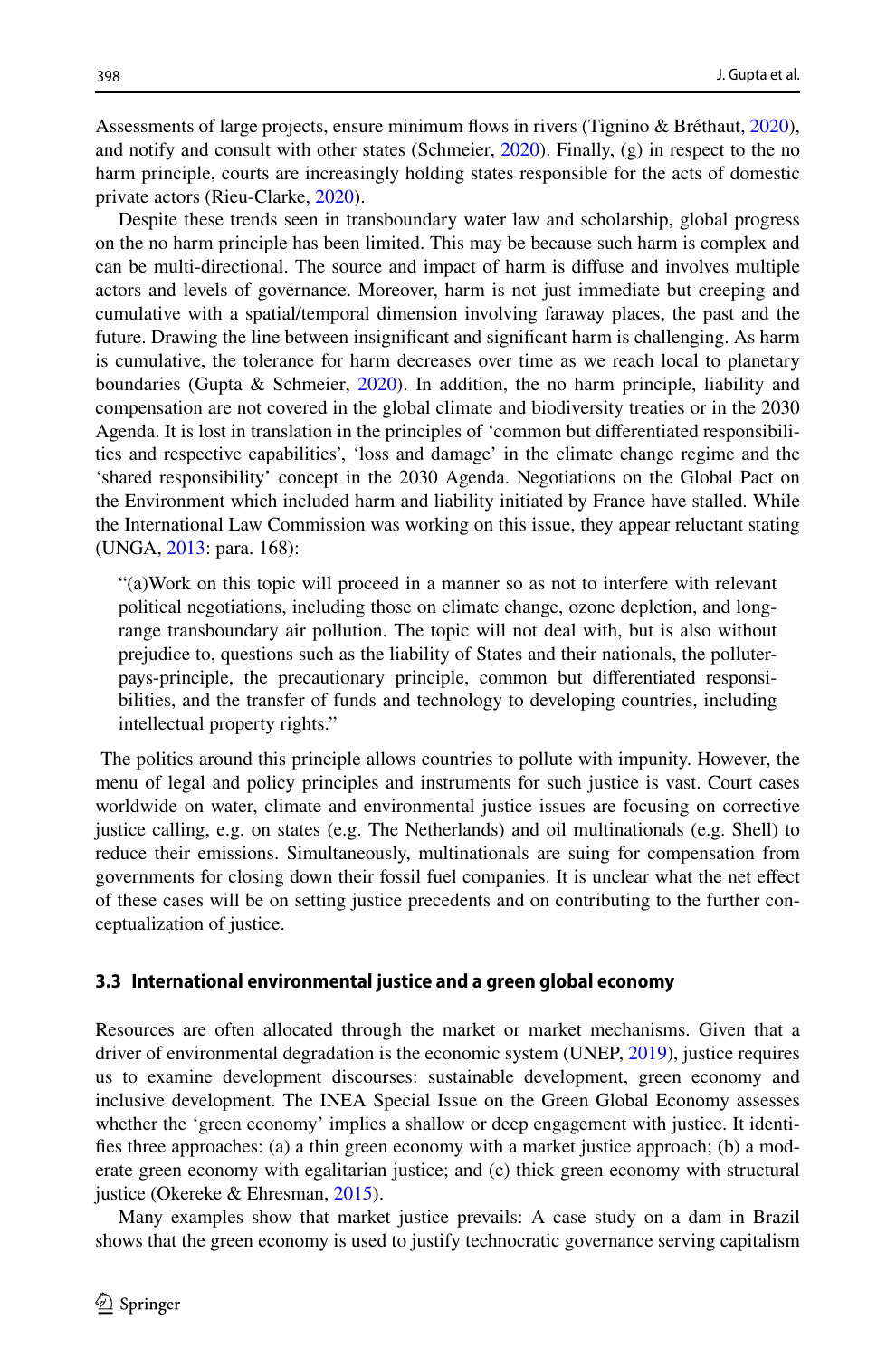Assessments of large projects, ensure minimum flows in rivers (Tignino & Bréthaut, 2020), and notify and consult with other states (Schmeier, 2020). Finally, (g) in respect to the no harm principle, courts are increasingly holding states responsible for the acts of domestic private actors (Rieu-Clarke, 2020).

Despite these trends seen in transboundary water law and scholarship, global progress on the no harm principle has been limited. This may be because such harm is complex and can be multi-directional. The source and impact of harm is diffuse and involves multiple actors and levels of governance. Moreover, harm is not just immediate but creeping and cumulative with a spatial/temporal dimension involving faraway places, the past and the future. Drawing the line between insignificant and significant harm is challenging. As harm is cumulative, the tolerance for harm decreases over time as we reach local to planetary boundaries (Gupta & Schmeier, 2020). In addition, the no harm principle, liability and compensation are not covered in the global climate and biodiversity treaties or in the 2030 Agenda. It is lost in translation in the principles of 'common but differentiated responsibilities and respective capabilities', 'loss and damage' in the climate change regime and the 'shared responsibility' concept in the 2030 Agenda. Negotiations on the Global Pact on the Environment which included harm and liability initiated by France have stalled. While the International Law Commission was working on this issue, they appear reluctant stating (UNGA, 2013: para. 168):

> "(a)Work on this topic will proceed in a manner so as not to interfere with relevant political negotiations, including those on climate change, ozone depletion, and long-range transboundary air pollution. The topic will not deal with, but is also without prejudice to, questions such as the liability of States and their nationals, the polluter-pays-principle, the precautionary principle, common but differentiated responsibilities, and the transfer of funds and technology to developing countries, including intellectual property rights."

The politics around this principle allows countries to pollute with impunity. However, the menu of legal and policy principles and instruments for such justice is vast. Court cases worldwide on water, climate and environmental justice issues are focusing on corrective justice calling, e.g. on states (e.g. The Netherlands) and oil multinationals (e.g. Shell) to reduce their emissions. Simultaneously, multinationals are suing for compensation from governments for closing down their fossil fuel companies. It is unclear what the net effect of these cases will be on setting justice precedents and on contributing to the further conceptualization of justice.

### 3.3 International environmental justice and a green global economy

Resources are often allocated through the market or market mechanisms. Given that a driver of environmental degradation is the economic system (UNEP, 2019), justice requires us to examine development discourses: sustainable development, green economy and inclusive development. The INEA Special Issue on the Green Global Economy assesses whether the 'green economy' implies a shallow or deep engagement with justice. It identifies three approaches: (a) a thin green economy with a market justice approach; (b) a moderate green economy with egalitarian justice; and (c) thick green economy with structural justice (Okereke & Ehresman, 2015).

Many examples show that market justice prevails: A case study on a dam in Brazil shows that the green economy is used to justify technocratic governance serving capitalism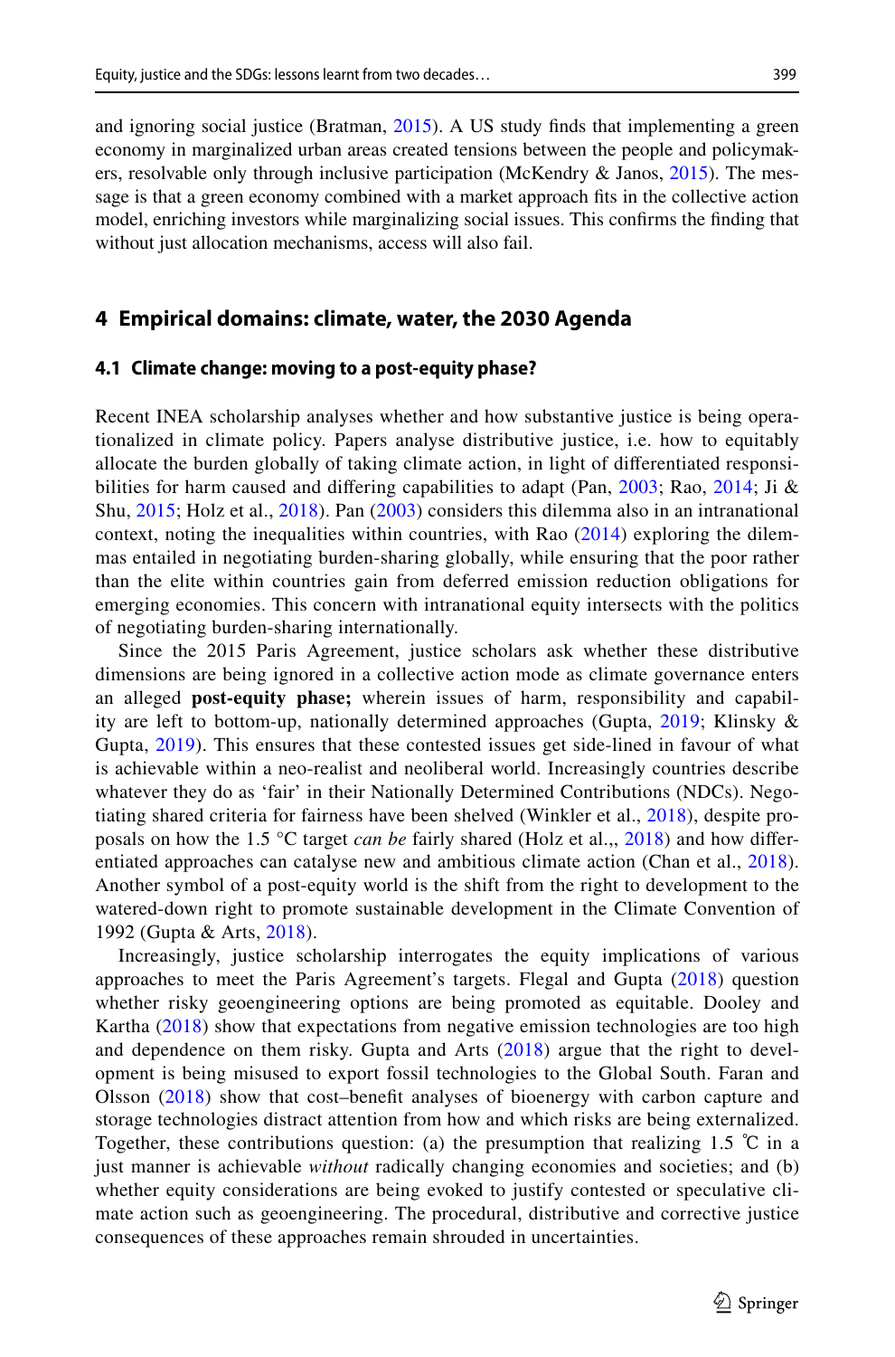and ignoring social justice (Bratman, 2015). A US study finds that implementing a green economy in marginalized urban areas created tensions between the people and policymakers, resolvable only through inclusive participation (McKendry & Janos, 2015). The message is that a green economy combined with a market approach fits in the collective action model, enriching investors while marginalizing social issues. This confirms the finding that without just allocation mechanisms, access will also fail.

## 4 Empirical domains: climate, water, the 2030 Agenda

### 4.1 Climate change: moving to a post-equity phase?

Recent INEA scholarship analyses whether and how substantive justice is being operationalized in climate policy. Papers analyse distributive justice, i.e. how to equitably allocate the burden globally of taking climate action, in light of differentiated responsibilities for harm caused and differing capabilities to adapt (Pan, 2003; Rao, 2014; Ji & Shu, 2015; Holz et al., 2018). Pan (2003) considers this dilemma also in an intranational context, noting the inequalities within countries, with Rao (2014) exploring the dilemmas entailed in negotiating burden-sharing globally, while ensuring that the poor rather than the elite within countries gain from deferred emission reduction obligations for emerging economies. This concern with intranational equity intersects with the politics of negotiating burden-sharing internationally.

Since the 2015 Paris Agreement, justice scholars ask whether these distributive dimensions are being ignored in a collective action mode as climate governance enters an alleged **post-equity phase;** wherein issues of harm, responsibility and capability are left to bottom-up, nationally determined approaches (Gupta, 2019; Klinsky & Gupta, 2019). This ensures that these contested issues get side-lined in favour of what is achievable within a neo-realist and neoliberal world. Increasingly countries describe whatever they do as 'fair' in their Nationally Determined Contributions (NDCs). Negotiating shared criteria for fairness have been shelved (Winkler et al., 2018), despite proposals on how the 1.5 °C target *can be* fairly shared (Holz et al.,, 2018) and how differentiated approaches can catalyse new and ambitious climate action (Chan et al., 2018). Another symbol of a post-equity world is the shift from the right to development to the watered-down right to promote sustainable development in the Climate Convention of 1992 (Gupta & Arts, 2018).

Increasingly, justice scholarship interrogates the equity implications of various approaches to meet the Paris Agreement's targets. Flegal and Gupta (2018) question whether risky geoengineering options are being promoted as equitable. Dooley and Kartha (2018) show that expectations from negative emission technologies are too high and dependence on them risky. Gupta and Arts (2018) argue that the right to development is being misused to export fossil technologies to the Global South. Faran and Olsson (2018) show that cost–benefit analyses of bioenergy with carbon capture and storage technologies distract attention from how and which risks are being externalized. Together, these contributions question: (a) the presumption that realizing 1.5 ℃ in a just manner is achievable *without* radically changing economies and societies; and (b) whether equity considerations are being evoked to justify contested or speculative climate action such as geoengineering. The procedural, distributive and corrective justice consequences of these approaches remain shrouded in uncertainties.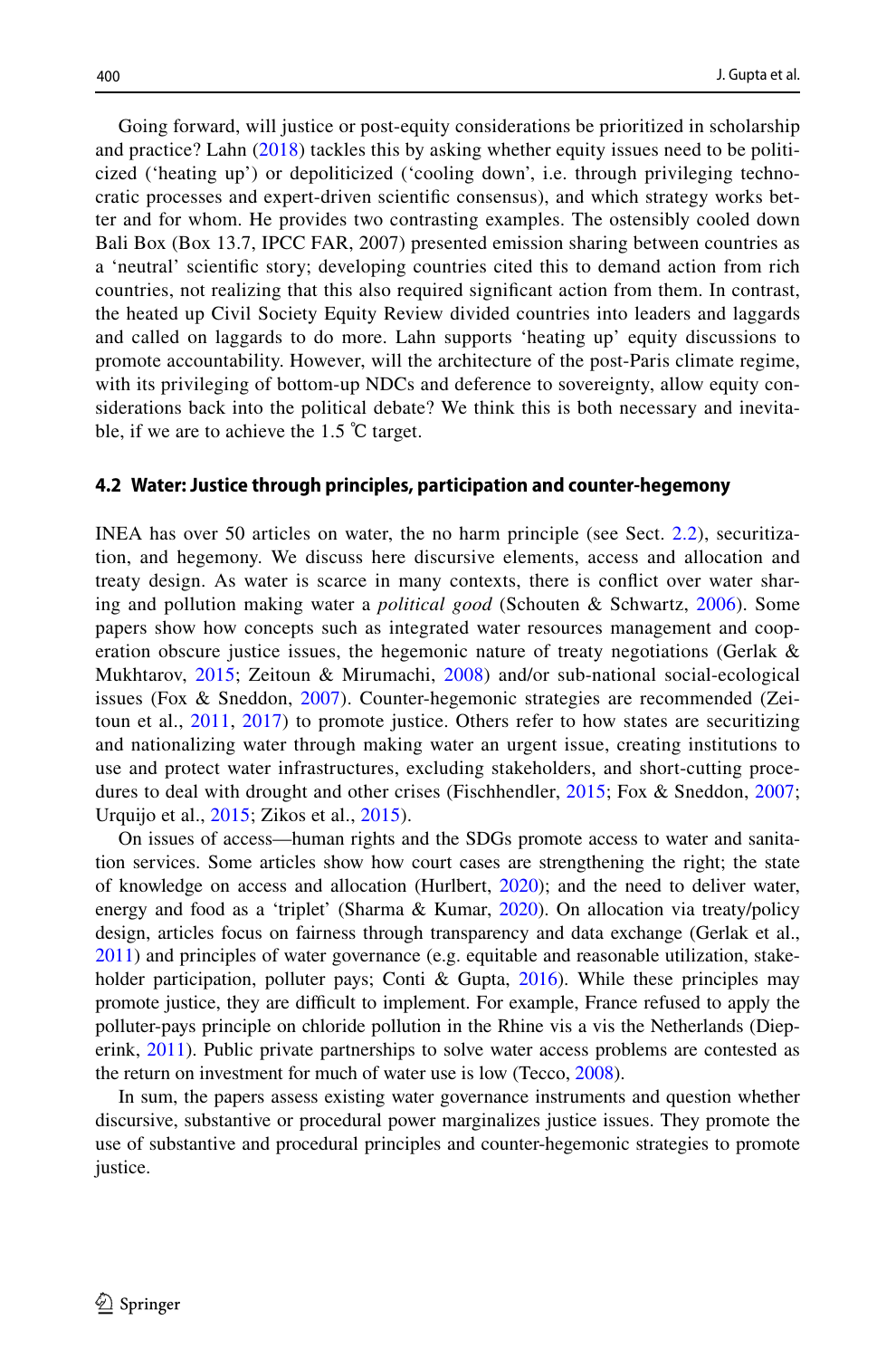Going forward, will justice or post-equity considerations be prioritized in scholarship and practice? Lahn (2018) tackles this by asking whether equity issues need to be politicized ('heating up') or depoliticized ('cooling down', i.e. through privileging technocratic processes and expert-driven scientific consensus), and which strategy works better and for whom. He provides two contrasting examples. The ostensibly cooled down Bali Box (Box 13.7, IPCC FAR, 2007) presented emission sharing between countries as a 'neutral' scientific story; developing countries cited this to demand action from rich countries, not realizing that this also required significant action from them. In contrast, the heated up Civil Society Equity Review divided countries into leaders and laggards and called on laggards to do more. Lahn supports 'heating up' equity discussions to promote accountability. However, will the architecture of the post-Paris climate regime, with its privileging of bottom-up NDCs and deference to sovereignty, allow equity considerations back into the political debate? We think this is both necessary and inevitable, if we are to achieve the 1.5 ℃ target.

### 4.2 Water: Justice through principles, participation and counter-hegemony

INEA has over 50 articles on water, the no harm principle (see Sect. 2.2), securitization, and hegemony. We discuss here discursive elements, access and allocation and treaty design. As water is scarce in many contexts, there is conflict over water sharing and pollution making water a *political good* (Schouten & Schwartz, 2006). Some papers show how concepts such as integrated water resources management and cooperation obscure justice issues, the hegemonic nature of treaty negotiations (Gerlak & Mukhtarov, 2015; Zeitoun & Mirumachi, 2008) and/or sub-national social-ecological issues (Fox & Sneddon, 2007). Counter-hegemonic strategies are recommended (Zeitoun et al., 2011, 2017) to promote justice. Others refer to how states are securitizing and nationalizing water through making water an urgent issue, creating institutions to use and protect water infrastructures, excluding stakeholders, and short-cutting procedures to deal with drought and other crises (Fischhendler, 2015; Fox & Sneddon, 2007; Urquijo et al., 2015; Zikos et al., 2015).

On issues of access—human rights and the SDGs promote access to water and sanitation services. Some articles show how court cases are strengthening the right; the state of knowledge on access and allocation (Hurlbert, 2020); and the need to deliver water, energy and food as a 'triplet' (Sharma & Kumar, 2020). On allocation via treaty/policy design, articles focus on fairness through transparency and data exchange (Gerlak et al., 2011) and principles of water governance (e.g. equitable and reasonable utilization, stakeholder participation, polluter pays; Conti & Gupta, 2016). While these principles may promote justice, they are difficult to implement. For example, France refused to apply the polluter-pays principle on chloride pollution in the Rhine vis a vis the Netherlands (Dieperink, 2011). Public private partnerships to solve water access problems are contested as the return on investment for much of water use is low (Tecco, 2008).

In sum, the papers assess existing water governance instruments and question whether discursive, substantive or procedural power marginalizes justice issues. They promote the use of substantive and procedural principles and counter-hegemonic strategies to promote justice.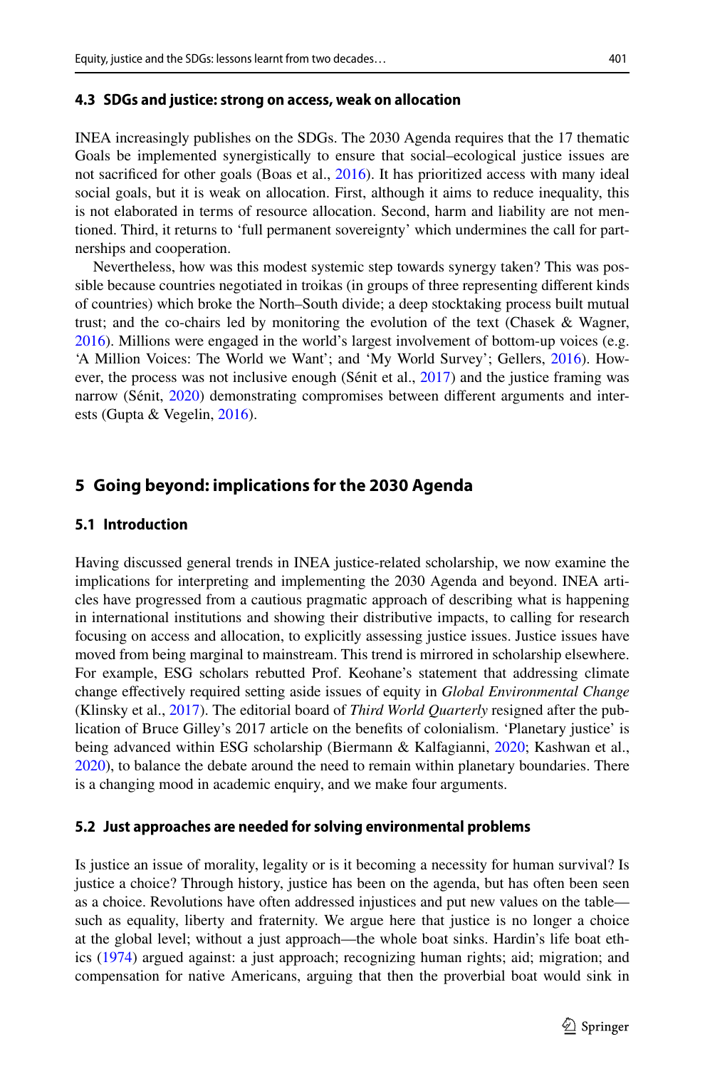### 4.3 SDGs and justice: strong on access, weak on allocation

INEA increasingly publishes on the SDGs. The 2030 Agenda requires that the 17 thematic Goals be implemented synergistically to ensure that social–ecological justice issues are not sacrificed for other goals (Boas et al., 2016). It has prioritized access with many ideal social goals, but it is weak on allocation. First, although it aims to reduce inequality, this is not elaborated in terms of resource allocation. Second, harm and liability are not mentioned. Third, it returns to 'full permanent sovereignty' which undermines the call for partnerships and cooperation.

Nevertheless, how was this modest systemic step towards synergy taken? This was possible because countries negotiated in troikas (in groups of three representing different kinds of countries) which broke the North–South divide; a deep stocktaking process built mutual trust; and the co-chairs led by monitoring the evolution of the text (Chasek & Wagner, 2016). Millions were engaged in the world's largest involvement of bottom-up voices (e.g. 'A Million Voices: The World we Want'; and 'My World Survey'; Gellers, 2016). However, the process was not inclusive enough (Sénit et al., 2017) and the justice framing was narrow (Sénit, 2020) demonstrating compromises between different arguments and interests (Gupta & Vegelin, 2016).

## 5 Going beyond: implications for the 2030 Agenda

### 5.1 Introduction

Having discussed general trends in INEA justice-related scholarship, we now examine the implications for interpreting and implementing the 2030 Agenda and beyond. INEA articles have progressed from a cautious pragmatic approach of describing what is happening in international institutions and showing their distributive impacts, to calling for research focusing on access and allocation, to explicitly assessing justice issues. Justice issues have moved from being marginal to mainstream. This trend is mirrored in scholarship elsewhere. For example, ESG scholars rebutted Prof. Keohane's statement that addressing climate change effectively required setting aside issues of equity in *Global Environmental Change* (Klinsky et al., 2017). The editorial board of *Third World Quarterly* resigned after the publication of Bruce Gilley's 2017 article on the benefits of colonialism. 'Planetary justice' is being advanced within ESG scholarship (Biermann & Kalfagianni, 2020; Kashwan et al., 2020), to balance the debate around the need to remain within planetary boundaries. There is a changing mood in academic enquiry, and we make four arguments.

### 5.2 Just approaches are needed for solving environmental problems

Is justice an issue of morality, legality or is it becoming a necessity for human survival? Is justice a choice? Through history, justice has been on the agenda, but has often been seen as a choice. Revolutions have often addressed injustices and put new values on the table—such as equality, liberty and fraternity. We argue here that justice is no longer a choice at the global level; without a just approach—the whole boat sinks. Hardin's life boat ethics (1974) argued against: a just approach; recognizing human rights; aid; migration; and compensation for native Americans, arguing that then the proverbial boat would sink in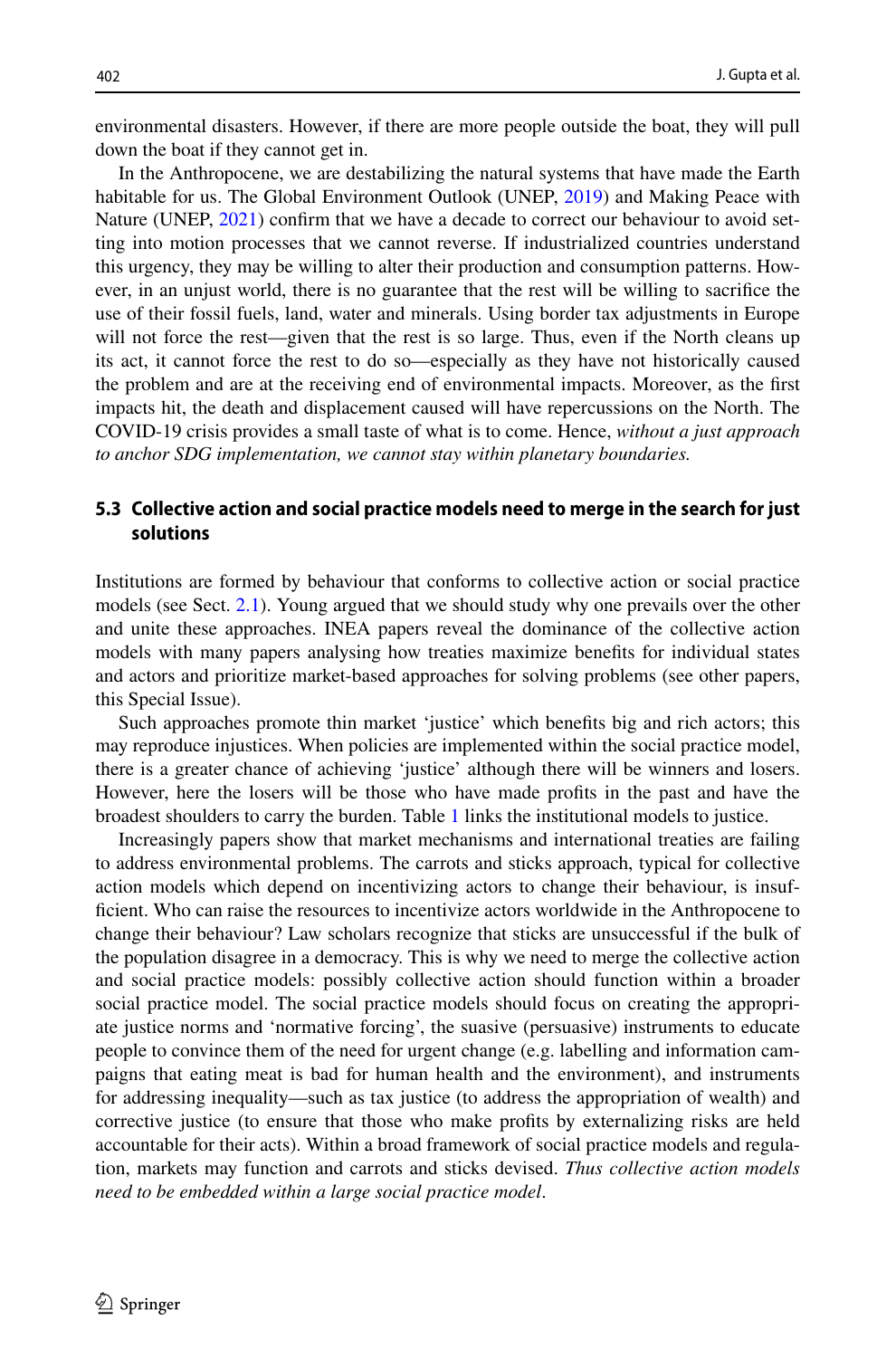environmental disasters. However, if there are more people outside the boat, they will pull down the boat if they cannot get in.

In the Anthropocene, we are destabilizing the natural systems that have made the Earth habitable for us. The Global Environment Outlook (UNEP, 2019) and Making Peace with Nature (UNEP, 2021) confirm that we have a decade to correct our behaviour to avoid setting into motion processes that we cannot reverse. If industrialized countries understand this urgency, they may be willing to alter their production and consumption patterns. However, in an unjust world, there is no guarantee that the rest will be willing to sacrifice the use of their fossil fuels, land, water and minerals. Using border tax adjustments in Europe will not force the rest—given that the rest is so large. Thus, even if the North cleans up its act, it cannot force the rest to do so—especially as they have not historically caused the problem and are at the receiving end of environmental impacts. Moreover, as the first impacts hit, the death and displacement caused will have repercussions on the North. The COVID-19 crisis provides a small taste of what is to come. Hence, *without a just approach to anchor SDG implementation, we cannot stay within planetary boundaries.*

### 5.3 Collective action and social practice models need to merge in the search for just solutions

Institutions are formed by behaviour that conforms to collective action or social practice models (see Sect. 2.1). Young argued that we should study why one prevails over the other and unite these approaches. INEA papers reveal the dominance of the collective action models with many papers analysing how treaties maximize benefits for individual states and actors and prioritize market-based approaches for solving problems (see other papers, this Special Issue).

Such approaches promote thin market 'justice' which benefits big and rich actors; this may reproduce injustices. When policies are implemented within the social practice model, there is a greater chance of achieving 'justice' although there will be winners and losers. However, here the losers will be those who have made profits in the past and have the broadest shoulders to carry the burden. Table 1 links the institutional models to justice.

Increasingly papers show that market mechanisms and international treaties are failing to address environmental problems. The carrots and sticks approach, typical for collective action models which depend on incentivizing actors to change their behaviour, is insufficient. Who can raise the resources to incentivize actors worldwide in the Anthropocene to change their behaviour? Law scholars recognize that sticks are unsuccessful if the bulk of the population disagree in a democracy. This is why we need to merge the collective action and social practice models: possibly collective action should function within a broader social practice model. The social practice models should focus on creating the appropriate justice norms and 'normative forcing', the suasive (persuasive) instruments to educate people to convince them of the need for urgent change (e.g. labelling and information campaigns that eating meat is bad for human health and the environment), and instruments for addressing inequality—such as tax justice (to address the appropriation of wealth) and corrective justice (to ensure that those who make profits by externalizing risks are held accountable for their acts). Within a broad framework of social practice models and regulation, markets may function and carrots and sticks devised. *Thus collective action models need to be embedded within a large social practice model*.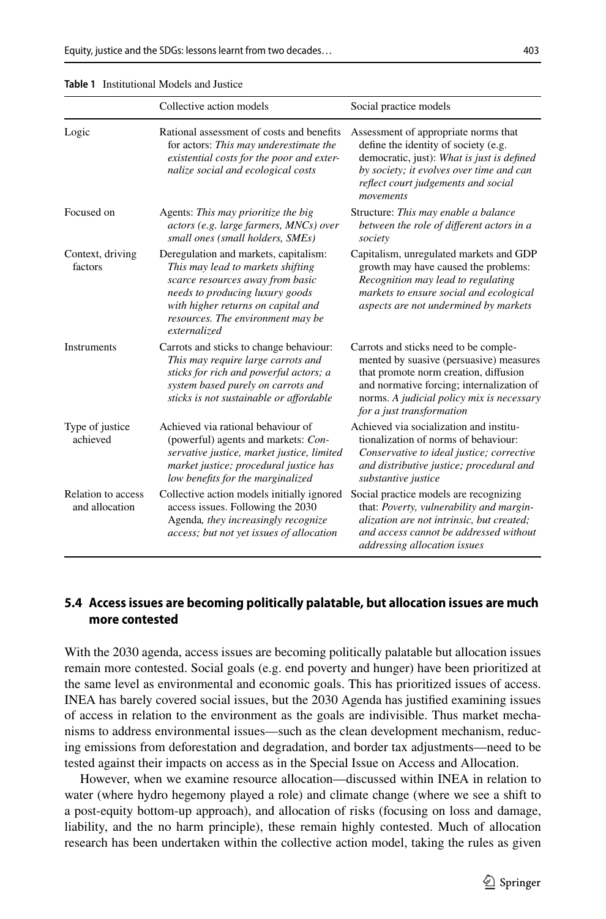**Table 1** Institutional Models and Justice

| | Collective action models | Social practice models |
|---|---|---|
| Logic | Rational assessment of costs and benefits for actors: *This may underestimate the existential costs for the poor and externalize social and ecological costs* | Assessment of appropriate norms that define the identity of society (e.g. democratic, just): *What is just is defined by society; it evolves over time and can reflect court judgements and social movements* |
| Focused on | Agents: *This may prioritize the big actors (e.g. large farmers, MNCs) over small ones (small holders, SMEs)* | Structure: *This may enable a balance between the role of different actors in a society* |
| Context, driving factors | Deregulation and markets, capitalism: *This may lead to markets shifting scarce resources away from basic needs to producing luxury goods with higher returns on capital and resources. The environment may be externalized* | Capitalism, unregulated markets and GDP growth may have caused the problems: *Recognition may lead to regulating markets to ensure social and ecological aspects are not undermined by markets* |
| Instruments | Carrots and sticks to change behaviour: *This may require large carrots and sticks for rich and powerful actors; a system based purely on carrots and sticks is not sustainable or affordable* | Carrots and sticks need to be complemented by suasive (persuasive) measures that promote norm creation, diffusion and normative forcing; internalization of norms. *A judicial policy mix is necessary for a just transformation* |
| Type of justice achieved | Achieved via rational behaviour of (powerful) agents and markets: *Conservative justice, market justice, limited market justice; procedural justice has low benefits for the marginalized* | Achieved via socialization and institutionalization of norms of behaviour: *Conservative to ideal justice; corrective and distributive justice; procedural and substantive justice* |
| Relation to access and allocation | Collective action models initially ignored access issues. Following the 2030 Agenda*, they increasingly recognize access; but not yet issues of allocation* | Social practice models are recognizing that: *Poverty, vulnerability and marginalization are not intrinsic, but created; and access cannot be addressed without addressing allocation issues* |

### 5.4 Access issues are becoming politically palatable, but allocation issues are much more contested

With the 2030 agenda, access issues are becoming politically palatable but allocation issues remain more contested. Social goals (e.g. end poverty and hunger) have been prioritized at the same level as environmental and economic goals. This has prioritized issues of access. INEA has barely covered social issues, but the 2030 Agenda has justified examining issues of access in relation to the environment as the goals are indivisible. Thus market mechanisms to address environmental issues—such as the clean development mechanism, reducing emissions from deforestation and degradation, and border tax adjustments—need to be tested against their impacts on access as in the Special Issue on Access and Allocation.

However, when we examine resource allocation—discussed within INEA in relation to water (where hydro hegemony played a role) and climate change (where we see a shift to a post-equity bottom-up approach), and allocation of risks (focusing on loss and damage, liability, and the no harm principle), these remain highly contested. Much of allocation research has been undertaken within the collective action model, taking the rules as given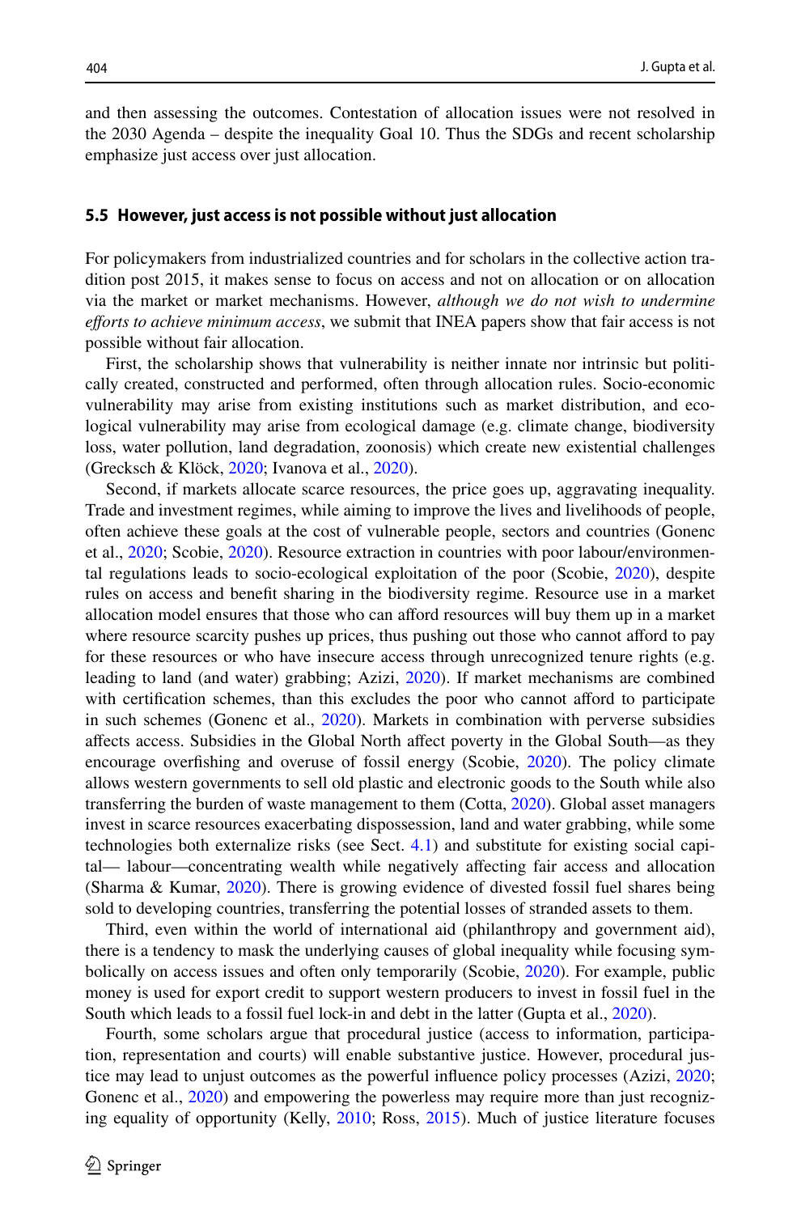and then assessing the outcomes. Contestation of allocation issues were not resolved in the 2030 Agenda – despite the inequality Goal 10. Thus the SDGs and recent scholarship emphasize just access over just allocation.

### 5.5 However, just access is not possible without just allocation

For policymakers from industrialized countries and for scholars in the collective action tradition post 2015, it makes sense to focus on access and not on allocation or on allocation via the market or market mechanisms. However, *although we do not wish to undermine efforts to achieve minimum access*, we submit that INEA papers show that fair access is not possible without fair allocation.

First, the scholarship shows that vulnerability is neither innate nor intrinsic but politically created, constructed and performed, often through allocation rules. Socio-economic vulnerability may arise from existing institutions such as market distribution, and ecological vulnerability may arise from ecological damage (e.g. climate change, biodiversity loss, water pollution, land degradation, zoonosis) which create new existential challenges (Grecksch & Klöck, 2020; Ivanova et al., 2020).

Second, if markets allocate scarce resources, the price goes up, aggravating inequality. Trade and investment regimes, while aiming to improve the lives and livelihoods of people, often achieve these goals at the cost of vulnerable people, sectors and countries (Gonenc et al., 2020; Scobie, 2020). Resource extraction in countries with poor labour/environmental regulations leads to socio-ecological exploitation of the poor (Scobie, 2020), despite rules on access and benefit sharing in the biodiversity regime. Resource use in a market allocation model ensures that those who can afford resources will buy them up in a market where resource scarcity pushes up prices, thus pushing out those who cannot afford to pay for these resources or who have insecure access through unrecognized tenure rights (e.g. leading to land (and water) grabbing; Azizi, 2020). If market mechanisms are combined with certification schemes, than this excludes the poor who cannot afford to participate in such schemes (Gonenc et al., 2020). Markets in combination with perverse subsidies affects access. Subsidies in the Global North affect poverty in the Global South—as they encourage overfishing and overuse of fossil energy (Scobie, 2020). The policy climate allows western governments to sell old plastic and electronic goods to the South while also transferring the burden of waste management to them (Cotta, 2020). Global asset managers invest in scarce resources exacerbating dispossession, land and water grabbing, while some technologies both externalize risks (see Sect. 4.1) and substitute for existing social capital— labour—concentrating wealth while negatively affecting fair access and allocation (Sharma & Kumar, 2020). There is growing evidence of divested fossil fuel shares being sold to developing countries, transferring the potential losses of stranded assets to them.

Third, even within the world of international aid (philanthropy and government aid), there is a tendency to mask the underlying causes of global inequality while focusing symbolically on access issues and often only temporarily (Scobie, 2020). For example, public money is used for export credit to support western producers to invest in fossil fuel in the South which leads to a fossil fuel lock-in and debt in the latter (Gupta et al., 2020).

Fourth, some scholars argue that procedural justice (access to information, participation, representation and courts) will enable substantive justice. However, procedural justice may lead to unjust outcomes as the powerful influence policy processes (Azizi, 2020; Gonenc et al., 2020) and empowering the powerless may require more than just recognizing equality of opportunity (Kelly, 2010; Ross, 2015). Much of justice literature focuses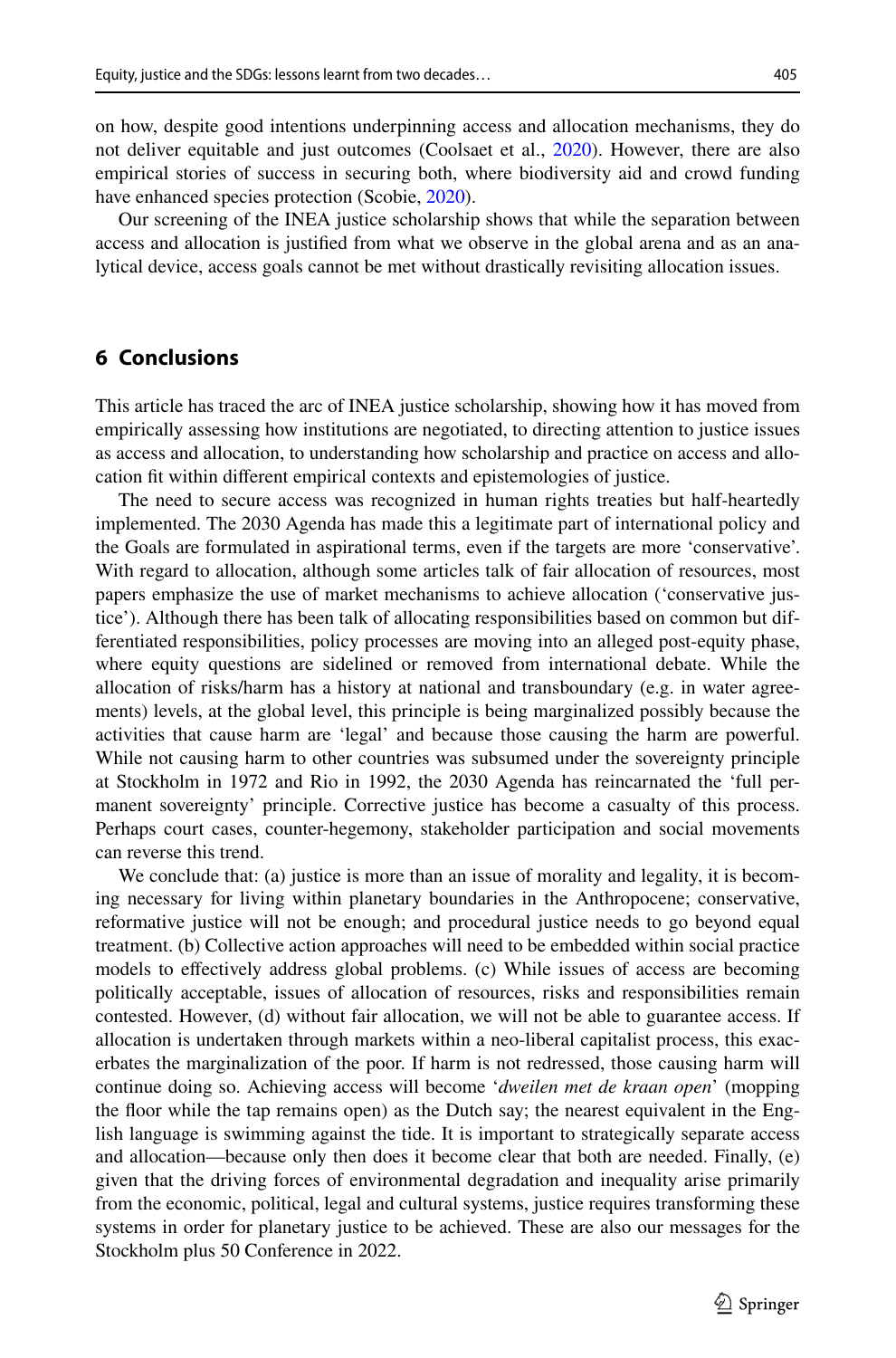on how, despite good intentions underpinning access and allocation mechanisms, they do not deliver equitable and just outcomes (Coolsaet et al., 2020). However, there are also empirical stories of success in securing both, where biodiversity aid and crowd funding have enhanced species protection (Scobie, 2020).

Our screening of the INEA justice scholarship shows that while the separation between access and allocation is justified from what we observe in the global arena and as an analytical device, access goals cannot be met without drastically revisiting allocation issues.

## 6 Conclusions

This article has traced the arc of INEA justice scholarship, showing how it has moved from empirically assessing how institutions are negotiated, to directing attention to justice issues as access and allocation, to understanding how scholarship and practice on access and allocation fit within different empirical contexts and epistemologies of justice.

The need to secure access was recognized in human rights treaties but half-heartedly implemented. The 2030 Agenda has made this a legitimate part of international policy and the Goals are formulated in aspirational terms, even if the targets are more 'conservative'. With regard to allocation, although some articles talk of fair allocation of resources, most papers emphasize the use of market mechanisms to achieve allocation ('conservative justice'). Although there has been talk of allocating responsibilities based on common but differentiated responsibilities, policy processes are moving into an alleged post-equity phase, where equity questions are sidelined or removed from international debate. While the allocation of risks/harm has a history at national and transboundary (e.g. in water agreements) levels, at the global level, this principle is being marginalized possibly because the activities that cause harm are 'legal' and because those causing the harm are powerful. While not causing harm to other countries was subsumed under the sovereignty principle at Stockholm in 1972 and Rio in 1992, the 2030 Agenda has reincarnated the 'full permanent sovereignty' principle. Corrective justice has become a casualty of this process. Perhaps court cases, counter-hegemony, stakeholder participation and social movements can reverse this trend.

We conclude that: (a) justice is more than an issue of morality and legality, it is becoming necessary for living within planetary boundaries in the Anthropocene; conservative, reformative justice will not be enough; and procedural justice needs to go beyond equal treatment. (b) Collective action approaches will need to be embedded within social practice models to effectively address global problems. (c) While issues of access are becoming politically acceptable, issues of allocation of resources, risks and responsibilities remain contested. However, (d) without fair allocation, we will not be able to guarantee access. If allocation is undertaken through markets within a neo-liberal capitalist process, this exacerbates the marginalization of the poor. If harm is not redressed, those causing harm will continue doing so. Achieving access will become '*dweilen met de kraan open*' (mopping the floor while the tap remains open) as the Dutch say; the nearest equivalent in the English language is swimming against the tide. It is important to strategically separate access and allocation—because only then does it become clear that both are needed. Finally, (e) given that the driving forces of environmental degradation and inequality arise primarily from the economic, political, legal and cultural systems, justice requires transforming these systems in order for planetary justice to be achieved. These are also our messages for the Stockholm plus 50 Conference in 2022.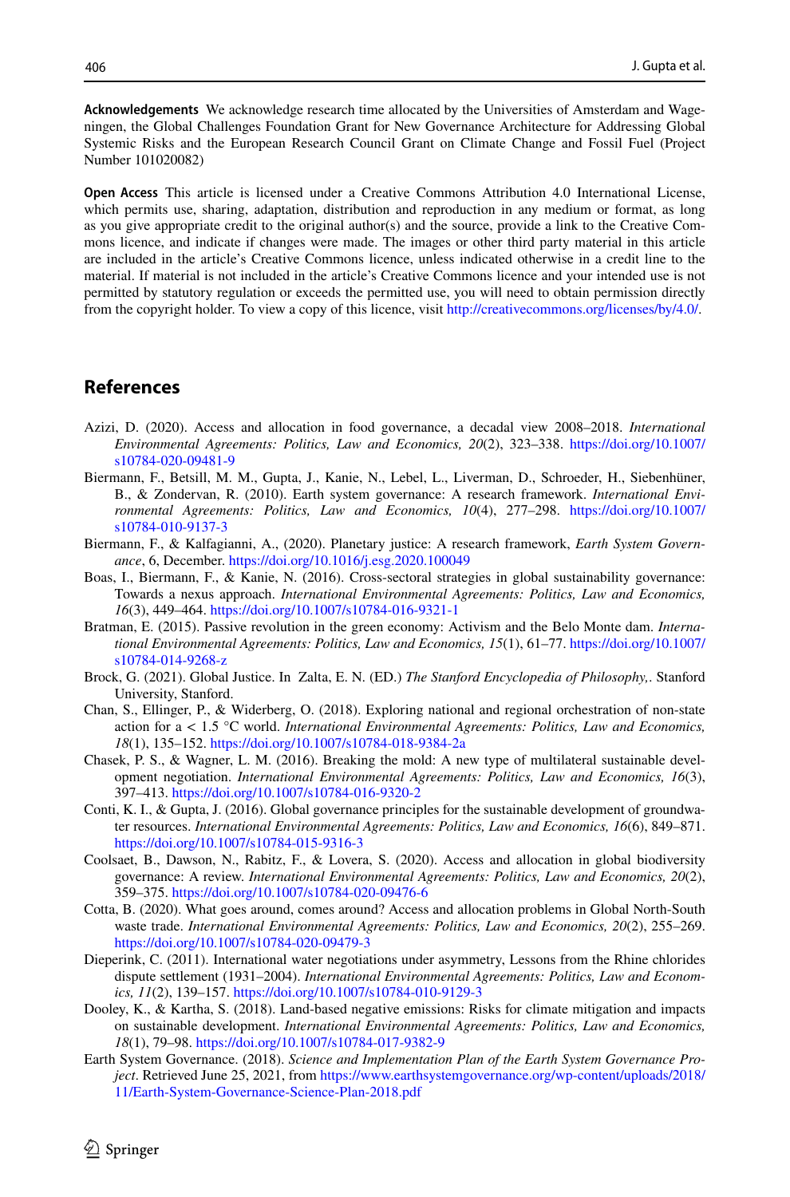**Acknowledgements** We acknowledge research time allocated by the Universities of Amsterdam and Wageningen, the Global Challenges Foundation Grant for New Governance Architecture for Addressing Global Systemic Risks and the European Research Council Grant on Climate Change and Fossil Fuel (Project Number 101020082)

**Open Access** This article is licensed under a Creative Commons Attribution 4.0 International License, which permits use, sharing, adaptation, distribution and reproduction in any medium or format, as long as you give appropriate credit to the original author(s) and the source, provide a link to the Creative Commons licence, and indicate if changes were made. The images or other third party material in this article are included in the article's Creative Commons licence, unless indicated otherwise in a credit line to the material. If material is not included in the article's Creative Commons licence and your intended use is not permitted by statutory regulation or exceeds the permitted use, you will need to obtain permission directly from the copyright holder. To view a copy of this licence, visit http://creativecommons.org/licenses/by/4.0/.

## References

Azizi, D. (2020). Access and allocation in food governance, a decadal view 2008–2018. *International Environmental Agreements: Politics, Law and Economics, 20*(2), 323–338. https://doi.org/10.1007/s10784-020-09481-9

Biermann, F., Betsill, M. M., Gupta, J., Kanie, N., Lebel, L., Liverman, D., Schroeder, H., Siebenhüner, B., & Zondervan, R. (2010). Earth system governance: A research framework. *International Environmental Agreements: Politics, Law and Economics, 10*(4), 277–298. https://doi.org/10.1007/s10784-010-9137-3

Biermann, F., & Kalfagianni, A., (2020). Planetary justice: A research framework, *Earth System Governance*, 6, December. https://doi.org/10.1016/j.esg.2020.100049

Boas, I., Biermann, F., & Kanie, N. (2016). Cross-sectoral strategies in global sustainability governance: Towards a nexus approach. *International Environmental Agreements: Politics, Law and Economics, 16*(3), 449–464. https://doi.org/10.1007/s10784-016-9321-1

Bratman, E. (2015). Passive revolution in the green economy: Activism and the Belo Monte dam. *International Environmental Agreements: Politics, Law and Economics, 15*(1), 61–77. https://doi.org/10.1007/s10784-014-9268-z

Brock, G. (2021). Global Justice. In Zalta, E. N. (ED.) *The Stanford Encyclopedia of Philosophy,*. Stanford University, Stanford.

Chan, S., Ellinger, P., & Widerberg, O. (2018). Exploring national and regional orchestration of non-state action for a < 1.5 °C world. *International Environmental Agreements: Politics, Law and Economics, 18*(1), 135–152. https://doi.org/10.1007/s10784-018-9384-2a

Chasek, P. S., & Wagner, L. M. (2016). Breaking the mold: A new type of multilateral sustainable development negotiation. *International Environmental Agreements: Politics, Law and Economics, 16*(3), 397–413. https://doi.org/10.1007/s10784-016-9320-2

Conti, K. I., & Gupta, J. (2016). Global governance principles for the sustainable development of groundwater resources. *International Environmental Agreements: Politics, Law and Economics, 16*(6), 849–871. https://doi.org/10.1007/s10784-015-9316-3

Coolsaet, B., Dawson, N., Rabitz, F., & Lovera, S. (2020). Access and allocation in global biodiversity governance: A review. *International Environmental Agreements: Politics, Law and Economics, 20*(2), 359–375. https://doi.org/10.1007/s10784-020-09476-6

Cotta, B. (2020). What goes around, comes around? Access and allocation problems in Global North-South waste trade. *International Environmental Agreements: Politics, Law and Economics, 20*(2), 255–269. https://doi.org/10.1007/s10784-020-09479-3

Dieperink, C. (2011). International water negotiations under asymmetry, Lessons from the Rhine chlorides dispute settlement (1931–2004). *International Environmental Agreements: Politics, Law and Economics, 11*(2), 139–157. https://doi.org/10.1007/s10784-010-9129-3

Dooley, K., & Kartha, S. (2018). Land-based negative emissions: Risks for climate mitigation and impacts on sustainable development. *International Environmental Agreements: Politics, Law and Economics, 18*(1), 79–98. https://doi.org/10.1007/s10784-017-9382-9

Earth System Governance. (2018). *Science and Implementation Plan of the Earth System Governance Project*. Retrieved June 25, 2021, from https://www.earthsystemgovernance.org/wp-content/uploads/2018/11/Earth-System-Governance-Science-Plan-2018.pdf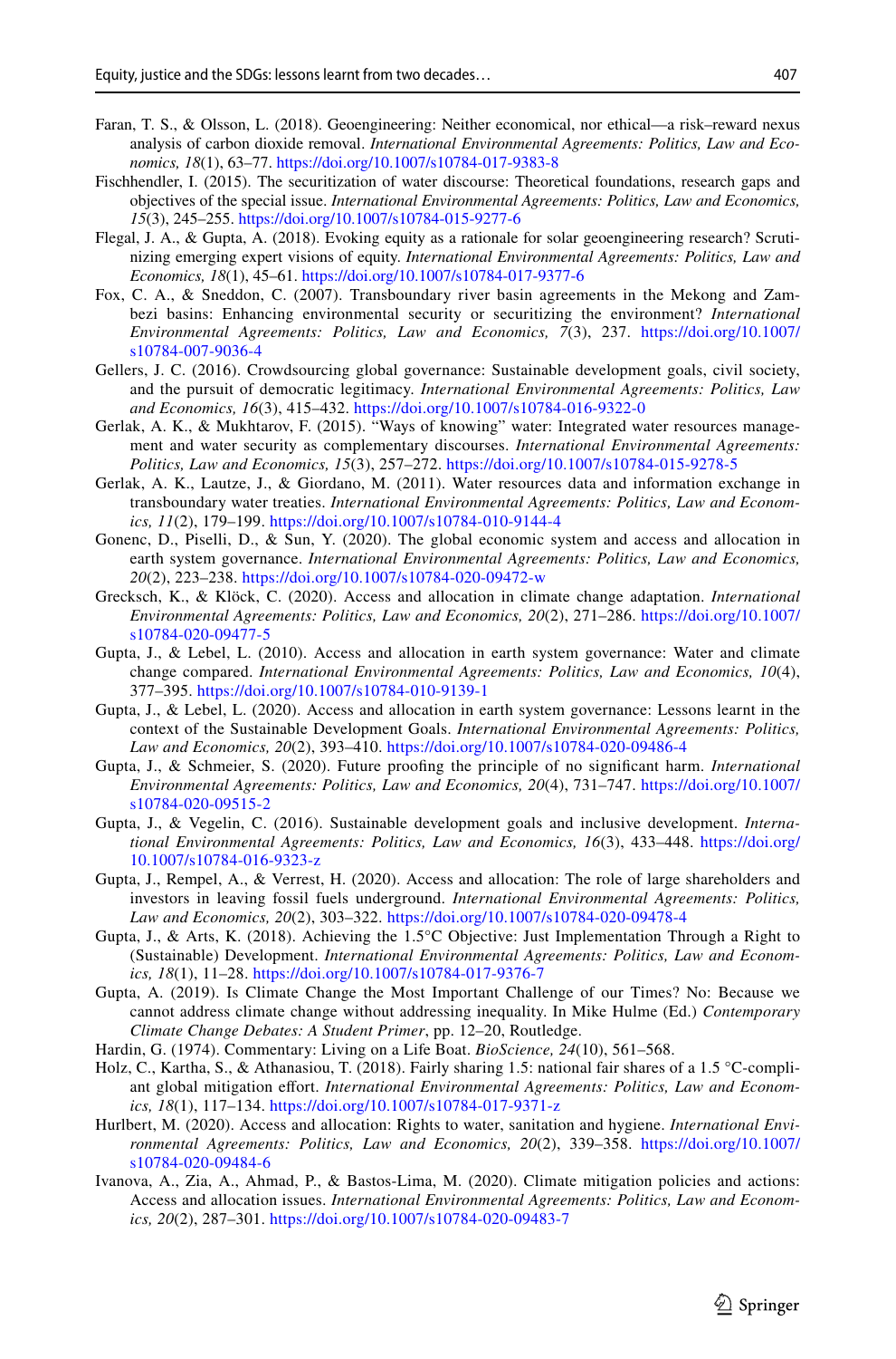Faran, T. S., & Olsson, L. (2018). Geoengineering: Neither economical, nor ethical—a risk–reward nexus analysis of carbon dioxide removal. *International Environmental Agreements: Politics, Law and Economics, 18*(1), 63–77. https://doi.org/10.1007/s10784-017-9383-8

Fischhendler, I. (2015). The securitization of water discourse: Theoretical foundations, research gaps and objectives of the special issue. *International Environmental Agreements: Politics, Law and Economics, 15*(3), 245–255. https://doi.org/10.1007/s10784-015-9277-6

Flegal, J. A., & Gupta, A. (2018). Evoking equity as a rationale for solar geoengineering research? Scrutinizing emerging expert visions of equity. *International Environmental Agreements: Politics, Law and Economics, 18*(1), 45–61. https://doi.org/10.1007/s10784-017-9377-6

Fox, C. A., & Sneddon, C. (2007). Transboundary river basin agreements in the Mekong and Zambezi basins: Enhancing environmental security or securitizing the environment? *International Environmental Agreements: Politics, Law and Economics, 7*(3), 237. https://doi.org/10.1007/s10784-007-9036-4

Gellers, J. C. (2016). Crowdsourcing global governance: Sustainable development goals, civil society, and the pursuit of democratic legitimacy. *International Environmental Agreements: Politics, Law and Economics, 16*(3), 415–432. https://doi.org/10.1007/s10784-016-9322-0

Gerlak, A. K., & Mukhtarov, F. (2015). "Ways of knowing" water: Integrated water resources management and water security as complementary discourses. *International Environmental Agreements: Politics, Law and Economics, 15*(3), 257–272. https://doi.org/10.1007/s10784-015-9278-5

Gerlak, A. K., Lautze, J., & Giordano, M. (2011). Water resources data and information exchange in transboundary water treaties. *International Environmental Agreements: Politics, Law and Economics, 11*(2), 179–199. https://doi.org/10.1007/s10784-010-9144-4

Gonenc, D., Piselli, D., & Sun, Y. (2020). The global economic system and access and allocation in earth system governance. *International Environmental Agreements: Politics, Law and Economics, 20*(2), 223–238. https://doi.org/10.1007/s10784-020-09472-w

Grecksch, K., & Klöck, C. (2020). Access and allocation in climate change adaptation. *International Environmental Agreements: Politics, Law and Economics, 20*(2), 271–286. https://doi.org/10.1007/s10784-020-09477-5

Gupta, J., & Lebel, L. (2010). Access and allocation in earth system governance: Water and climate change compared. *International Environmental Agreements: Politics, Law and Economics, 10*(4), 377–395. https://doi.org/10.1007/s10784-010-9139-1

Gupta, J., & Lebel, L. (2020). Access and allocation in earth system governance: Lessons learnt in the context of the Sustainable Development Goals. *International Environmental Agreements: Politics, Law and Economics, 20*(2), 393–410. https://doi.org/10.1007/s10784-020-09486-4

Gupta, J., & Schmeier, S. (2020). Future proofing the principle of no significant harm. *International Environmental Agreements: Politics, Law and Economics, 20*(4), 731–747. https://doi.org/10.1007/s10784-020-09515-2

Gupta, J., & Vegelin, C. (2016). Sustainable development goals and inclusive development. *International Environmental Agreements: Politics, Law and Economics, 16*(3), 433–448. https://doi.org/10.1007/s10784-016-9323-z

Gupta, J., Rempel, A., & Verrest, H. (2020). Access and allocation: The role of large shareholders and investors in leaving fossil fuels underground. *International Environmental Agreements: Politics, Law and Economics, 20*(2), 303–322. https://doi.org/10.1007/s10784-020-09478-4

Gupta, J., & Arts, K. (2018). Achieving the 1.5°C Objective: Just Implementation Through a Right to (Sustainable) Development. *International Environmental Agreements: Politics, Law and Economics, 18*(1), 11–28. https://doi.org/10.1007/s10784-017-9376-7

Gupta, A. (2019). Is Climate Change the Most Important Challenge of our Times? No: Because we cannot address climate change without addressing inequality. In Mike Hulme (Ed.) *Contemporary Climate Change Debates: A Student Primer*, pp. 12–20, Routledge.

Hardin, G. (1974). Commentary: Living on a Life Boat. *BioScience, 24*(10), 561–568.

Holz, C., Kartha, S., & Athanasiou, T. (2018). Fairly sharing 1.5: national fair shares of a 1.5 °C-compliant global mitigation effort. *International Environmental Agreements: Politics, Law and Economics, 18*(1), 117–134. https://doi.org/10.1007/s10784-017-9371-z

Hurlbert, M. (2020). Access and allocation: Rights to water, sanitation and hygiene. *International Environmental Agreements: Politics, Law and Economics, 20*(2), 339–358. https://doi.org/10.1007/s10784-020-09484-6

Ivanova, A., Zia, A., Ahmad, P., & Bastos-Lima, M. (2020). Climate mitigation policies and actions: Access and allocation issues. *International Environmental Agreements: Politics, Law and Economics, 20*(2), 287–301. https://doi.org/10.1007/s10784-020-09483-7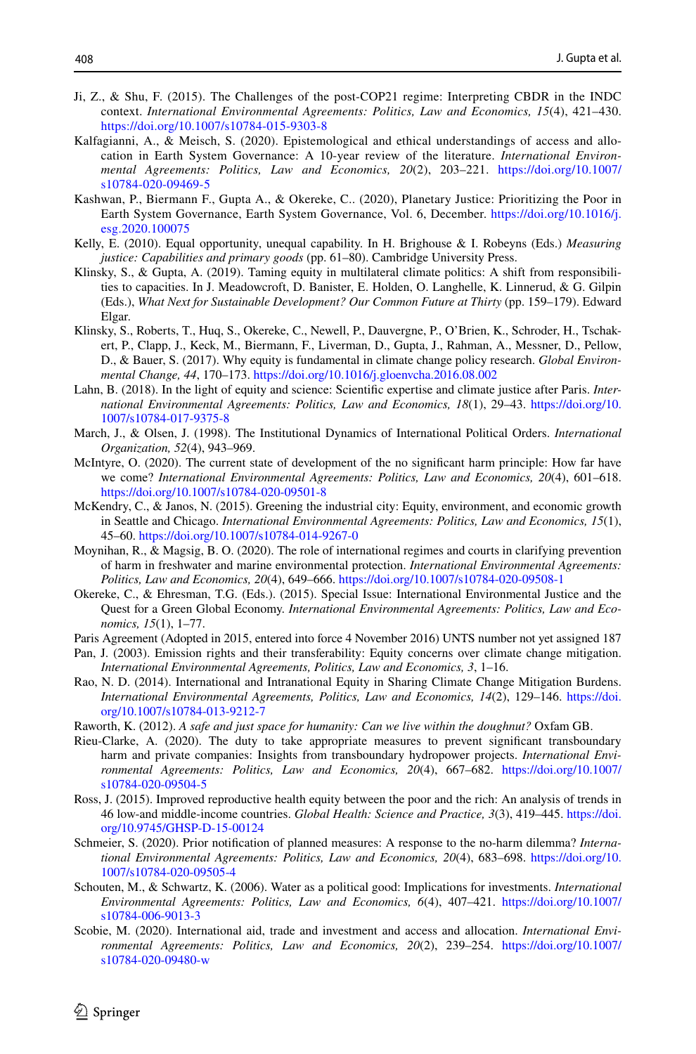Ji, Z., & Shu, F. (2015). The Challenges of the post-COP21 regime: Interpreting CBDR in the INDC context. *International Environmental Agreements: Politics, Law and Economics, 15*(4), 421–430. https://doi.org/10.1007/s10784-015-9303-8

Kalfagianni, A., & Meisch, S. (2020). Epistemological and ethical understandings of access and allocation in Earth System Governance: A 10-year review of the literature. *International Environmental Agreements: Politics, Law and Economics, 20*(2), 203–221. https://doi.org/10.1007/s10784-020-09469-5

Kashwan, P., Biermann F., Gupta A., & Okereke, C.. (2020), Planetary Justice: Prioritizing the Poor in Earth System Governance, Earth System Governance, Vol. 6, December. https://doi.org/10.1016/j.esg.2020.100075

Kelly, E. (2010). Equal opportunity, unequal capability. In H. Brighouse & I. Robeyns (Eds.) *Measuring justice: Capabilities and primary goods* (pp. 61–80). Cambridge University Press.

Klinsky, S., & Gupta, A. (2019). Taming equity in multilateral climate politics: A shift from responsibilities to capacities. In J. Meadowcroft, D. Banister, E. Holden, O. Langhelle, K. Linnerud, & G. Gilpin (Eds.), *What Next for Sustainable Development? Our Common Future at Thirty* (pp. 159–179). Edward Elgar.

Klinsky, S., Roberts, T., Huq, S., Okereke, C., Newell, P., Dauvergne, P., O'Brien, K., Schroder, H., Tschakert, P., Clapp, J., Keck, M., Biermann, F., Liverman, D., Gupta, J., Rahman, A., Messner, D., Pellow, D., & Bauer, S. (2017). Why equity is fundamental in climate change policy research. *Global Environmental Change, 44*, 170–173. https://doi.org/10.1016/j.gloenvcha.2016.08.002

Lahn, B. (2018). In the light of equity and science: Scientific expertise and climate justice after Paris. *International Environmental Agreements: Politics, Law and Economics, 18*(1), 29–43. https://doi.org/10.1007/s10784-017-9375-8

March, J., & Olsen, J. (1998). The Institutional Dynamics of International Political Orders. *International Organization, 52*(4), 943–969.

McIntyre, O. (2020). The current state of development of the no significant harm principle: How far have we come? *International Environmental Agreements: Politics, Law and Economics, 20*(4), 601–618. https://doi.org/10.1007/s10784-020-09501-8

McKendry, C., & Janos, N. (2015). Greening the industrial city: Equity, environment, and economic growth in Seattle and Chicago. *International Environmental Agreements: Politics, Law and Economics, 15*(1), 45–60. https://doi.org/10.1007/s10784-014-9267-0

Moynihan, R., & Magsig, B. O. (2020). The role of international regimes and courts in clarifying prevention of harm in freshwater and marine environmental protection. *International Environmental Agreements: Politics, Law and Economics, 20*(4), 649–666. https://doi.org/10.1007/s10784-020-09508-1

Okereke, C., & Ehresman, T.G. (Eds.). (2015). Special Issue: International Environmental Justice and the Quest for a Green Global Economy. *International Environmental Agreements: Politics, Law and Economics, 15*(1), 1–77.

Paris Agreement (Adopted in 2015, entered into force 4 November 2016) UNTS number not yet assigned 187

Pan, J. (2003). Emission rights and their transferability: Equity concerns over climate change mitigation. *International Environmental Agreements, Politics, Law and Economics, 3*, 1–16.

Rao, N. D. (2014). International and Intranational Equity in Sharing Climate Change Mitigation Burdens. *International Environmental Agreements, Politics, Law and Economics, 14*(2), 129–146. https://doi.org/10.1007/s10784-013-9212-7

Raworth, K. (2012). *A safe and just space for humanity: Can we live within the doughnut?* Oxfam GB.

Rieu-Clarke, A. (2020). The duty to take appropriate measures to prevent significant transboundary harm and private companies: Insights from transboundary hydropower projects. *International Environmental Agreements: Politics, Law and Economics, 20*(4), 667–682. https://doi.org/10.1007/s10784-020-09504-5

Ross, J. (2015). Improved reproductive health equity between the poor and the rich: An analysis of trends in 46 low-and middle-income countries. *Global Health: Science and Practice, 3*(3), 419–445. https://doi.org/10.9745/GHSP-D-15-00124

Schmeier, S. (2020). Prior notification of planned measures: A response to the no-harm dilemma? *International Environmental Agreements: Politics, Law and Economics, 20*(4), 683–698. https://doi.org/10.1007/s10784-020-09505-4

Schouten, M., & Schwartz, K. (2006). Water as a political good: Implications for investments. *International Environmental Agreements: Politics, Law and Economics, 6*(4), 407–421. https://doi.org/10.1007/s10784-006-9013-3

Scobie, M. (2020). International aid, trade and investment and access and allocation. *International Environmental Agreements: Politics, Law and Economics, 20*(2), 239–254. https://doi.org/10.1007/s10784-020-09480-w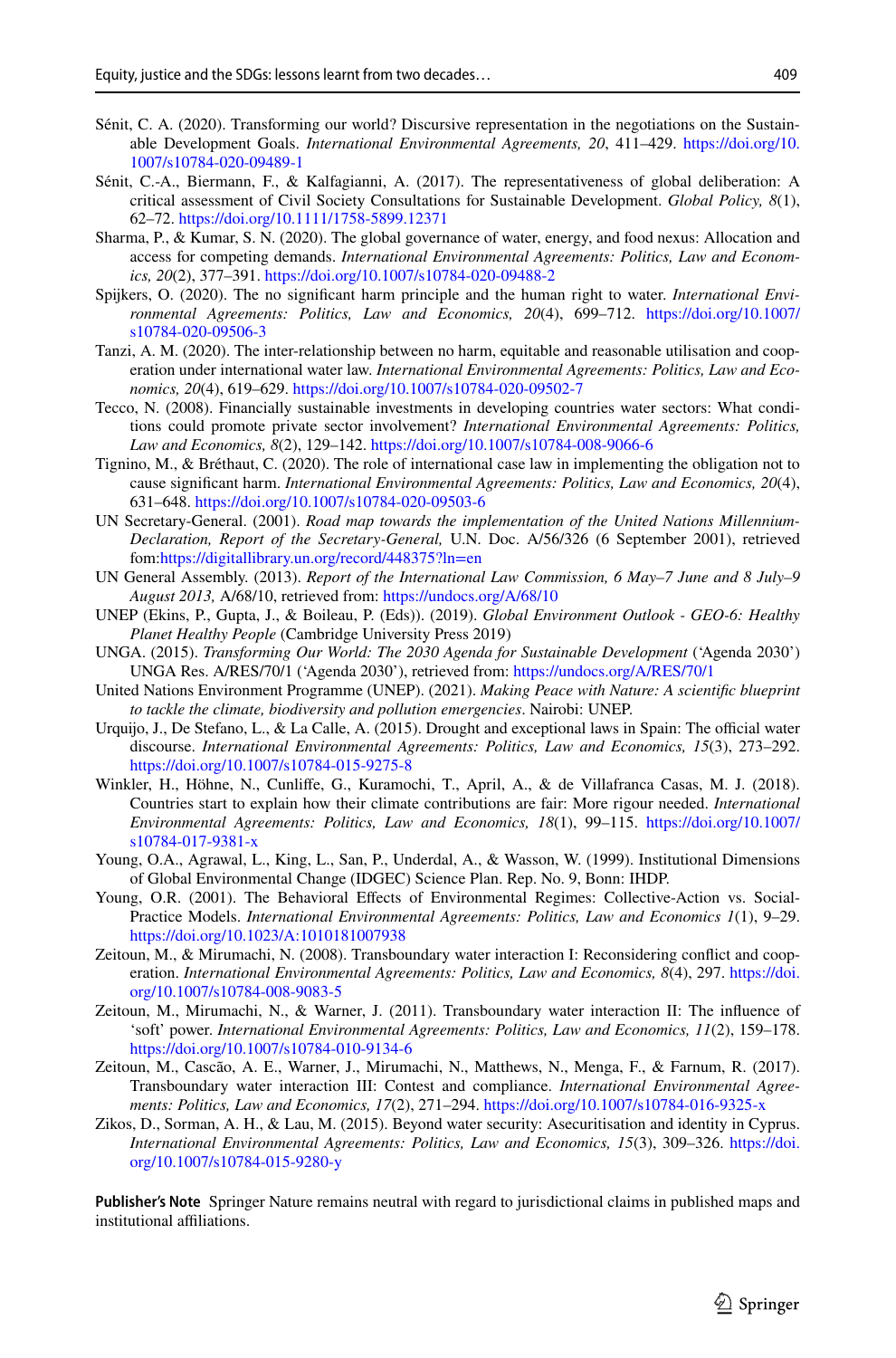Sénit, C. A. (2020). Transforming our world? Discursive representation in the negotiations on the Sustainable Development Goals. *International Environmental Agreements, 20*, 411–429. https://doi.org/10.1007/s10784-020-09489-1

Sénit, C.-A., Biermann, F., & Kalfagianni, A. (2017). The representativeness of global deliberation: A critical assessment of Civil Society Consultations for Sustainable Development. *Global Policy, 8*(1), 62–72. https://doi.org/10.1111/1758-5899.12371

Sharma, P., & Kumar, S. N. (2020). The global governance of water, energy, and food nexus: Allocation and access for competing demands. *International Environmental Agreements: Politics, Law and Economics, 20*(2), 377–391. https://doi.org/10.1007/s10784-020-09488-2

Spijkers, O. (2020). The no significant harm principle and the human right to water. *International Environmental Agreements: Politics, Law and Economics, 20*(4), 699–712. https://doi.org/10.1007/s10784-020-09506-3

Tanzi, A. M. (2020). The inter-relationship between no harm, equitable and reasonable utilisation and cooperation under international water law. *International Environmental Agreements: Politics, Law and Economics, 20*(4), 619–629. https://doi.org/10.1007/s10784-020-09502-7

Tecco, N. (2008). Financially sustainable investments in developing countries water sectors: What conditions could promote private sector involvement? *International Environmental Agreements: Politics, Law and Economics, 8*(2), 129–142. https://doi.org/10.1007/s10784-008-9066-6

Tignino, M., & Bréthaut, C. (2020). The role of international case law in implementing the obligation not to cause significant harm. *International Environmental Agreements: Politics, Law and Economics, 20*(4), 631–648. https://doi.org/10.1007/s10784-020-09503-6

UN Secretary-General. (2001). *Road map towards the implementation of the United Nations Millennium-Declaration, Report of the Secretary-General,* U.N. Doc. A/56/326 (6 September 2001), retrieved fom:https://digitallibrary.un.org/record/448375?ln=en

UN General Assembly. (2013). *Report of the International Law Commission, 6 May–7 June and 8 July–9 August 2013,* A/68/10, retrieved from: https://undocs.org/A/68/10

UNEP (Ekins, P., Gupta, J., & Boileau, P. (Eds)). (2019). *Global Environment Outlook - GEO-6: Healthy Planet Healthy People* (Cambridge University Press 2019)

UNGA. (2015). *Transforming Our World: The 2030 Agenda for Sustainable Development* ('Agenda 2030') UNGA Res. A/RES/70/1 ('Agenda 2030'), retrieved from: https://undocs.org/A/RES/70/1

United Nations Environment Programme (UNEP). (2021). *Making Peace with Nature: A scientific blueprint to tackle the climate, biodiversity and pollution emergencies*. Nairobi: UNEP.

Urquijo, J., De Stefano, L., & La Calle, A. (2015). Drought and exceptional laws in Spain: The official water discourse. *International Environmental Agreements: Politics, Law and Economics, 15*(3), 273–292. https://doi.org/10.1007/s10784-015-9275-8

Winkler, H., Höhne, N., Cunliffe, G., Kuramochi, T., April, A., & de Villafranca Casas, M. J. (2018). Countries start to explain how their climate contributions are fair: More rigour needed. *International Environmental Agreements: Politics, Law and Economics, 18*(1), 99–115. https://doi.org/10.1007/s10784-017-9381-x

Young, O.A., Agrawal, L., King, L., San, P., Underdal, A., & Wasson, W. (1999). Institutional Dimensions of Global Environmental Change (IDGEC) Science Plan. Rep. No. 9, Bonn: IHDP.

Young, O.R. (2001). The Behavioral Effects of Environmental Regimes: Collective-Action vs. Social-Practice Models. *International Environmental Agreements: Politics, Law and Economics 1*(1), 9–29. https://doi.org/10.1023/A:1010181007938

Zeitoun, M., & Mirumachi, N. (2008). Transboundary water interaction I: Reconsidering conflict and cooperation. *International Environmental Agreements: Politics, Law and Economics, 8*(4), 297. https://doi.org/10.1007/s10784-008-9083-5

Zeitoun, M., Mirumachi, N., & Warner, J. (2011). Transboundary water interaction II: The influence of 'soft' power. *International Environmental Agreements: Politics, Law and Economics, 11*(2), 159–178. https://doi.org/10.1007/s10784-010-9134-6

Zeitoun, M., Cascão, A. E., Warner, J., Mirumachi, N., Matthews, N., Menga, F., & Farnum, R. (2017). Transboundary water interaction III: Contest and compliance. *International Environmental Agreements: Politics, Law and Economics, 17*(2), 271–294. https://doi.org/10.1007/s10784-016-9325-x

Zikos, D., Sorman, A. H., & Lau, M. (2015). Beyond water security: Asecuritisation and identity in Cyprus. *International Environmental Agreements: Politics, Law and Economics, 15*(3), 309–326. https://doi.org/10.1007/s10784-015-9280-y

**Publisher's Note** Springer Nature remains neutral with regard to jurisdictional claims in published maps and institutional affiliations.